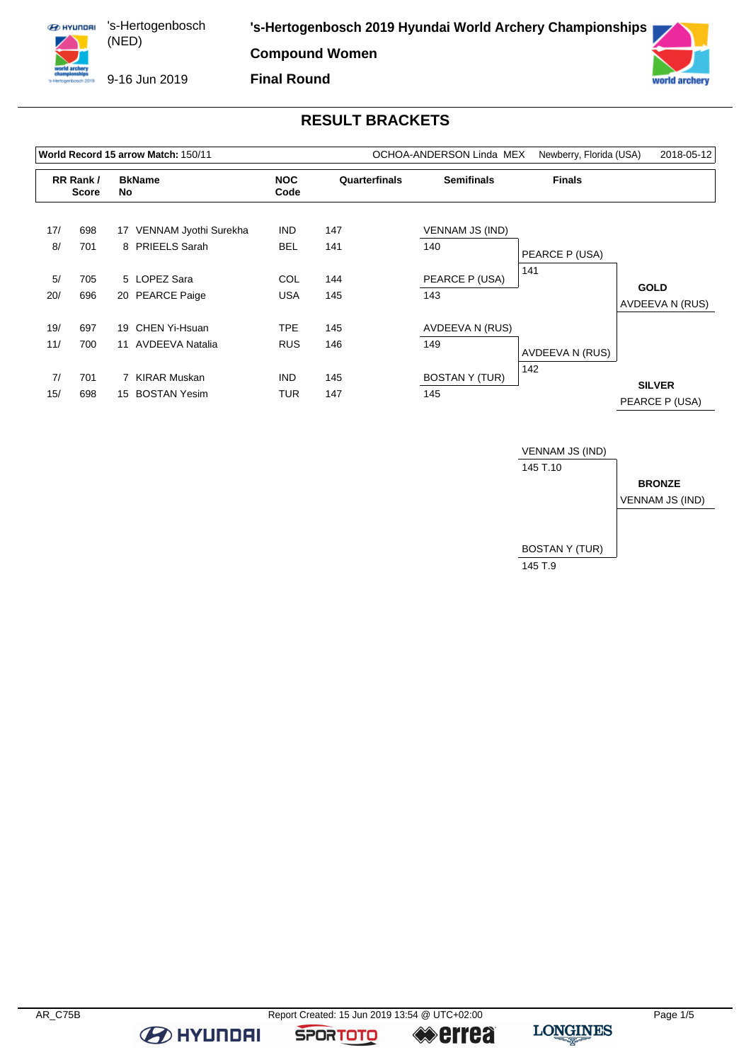# 's-Hertogenbosch 2019 Hyundai World Archery Championships

's-Hertogenbosch (NED)

9-16 Jun 2019

**Compound Women**

**Final Round**

## RESULT BRACKETS

| World Record 15 arrow Match: 150/11 | OCHOA-ANDERSON Linda MEX | Newberry, Florida (USA) | 2018-05-12 |
|---|---|---|---|

| RR Rank / Score | | BkNo | Name | NOC Code | Quarterfinals | Semifinals | Finals |
|---|---|---|---|---|---|---|---|
| 17/ | 698 | 17 | VENNAM Jyothi Surekha | IND | 147 | VENNAM JS (IND) | |
| 8/ | 701 | 8 | PRIEELS Sarah | BEL | 141 | 140 | PEARCE P (USA) |
| 5/ | 705 | 5 | LOPEZ Sara | COL | 144 | PEARCE P (USA) | 141 |
| 20/ | 696 | 20 | PEARCE Paige | USA | 145 | 143 | |
| 19/ | 697 | 19 | CHEN Yi-Hsuan | TPE | 145 | AVDEEVA N (RUS) | |
| 11/ | 700 | 11 | AVDEEVA Natalia | RUS | 146 | 149 | AVDEEVA N (RUS) |
| 7/ | 701 | 7 | KIRAR Muskan | IND | 145 | BOSTAN Y (TUR) | 142 |
| 15/ | 698 | 15 | BOSTAN Yesim | TUR | 147 | 145 | |

**GOLD**
AVDEEVA N (RUS)

**SILVER**
PEARCE P (USA)

### Bronze Match

| Archer | Score |
|---|---|
| VENNAM JS (IND) | 145 T.10 |
| BOSTAN Y (TUR) | 145 T.9 |

**BRONZE**
VENNAM JS (IND)

AR_C75B — Report Created: 15 Jun 2019 13:54 @ UTC+02:00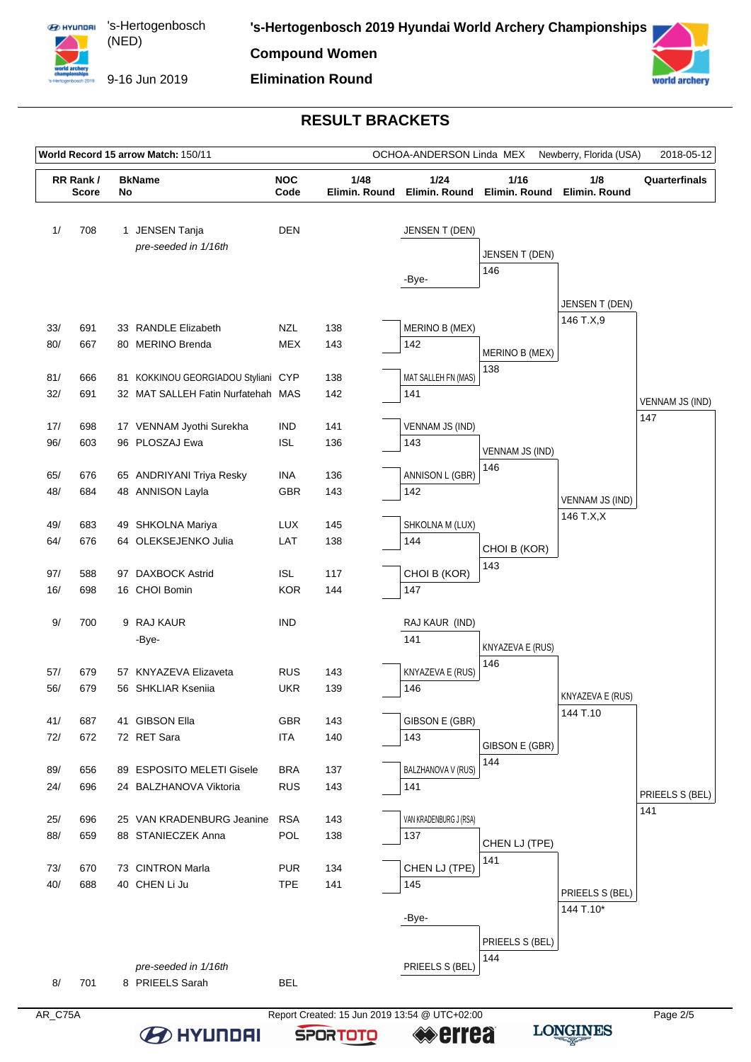# 's-Hertogenbosch 2019 Hyundai World Archery Championships

**Compound Women**

**Elimination Round**

's-Hertogenbosch (NED)

9-16 Jun 2019

## RESULT BRACKETS

**World Record 15 arrow Match:** 150/11 — OCHOA-ANDERSON Linda MEX — Newberry, Florida (USA) — 2018-05-12

| RR Rank / Score | | BkName No | | NOC Code | 1/48 Elimin. Round | 1/24 Elimin. Round | 1/16 Elimin. Round | 1/8 Elimin. Round | Quarterfinals |
|---|---|---|---|---|---|---|---|---|---|
| 1/ | 708 | 1 | JENSEN Tanja (pre-seeded in 1/16th) | DEN | | JENSEN T (DEN) / -Bye- | JENSEN T (DEN) 146 | JENSEN T (DEN) 146 T.X,9 | VENNAM JS (IND) 147 |
| 33/ | 691 | 33 | RANDLE Elizabeth | NZL | 138 | | | | |
| 80/ | 667 | 80 | MERINO Brenda | MEX | 143 | MERINO B (MEX) 142 | MERINO B (MEX) 138 | | |
| 81/ | 666 | 81 | KOKKINOU GEORGIADOU Styliani | CYP | 138 | | | | |
| 32/ | 691 | 32 | MAT SALLEH Fatin Nurfatehah | MAS | 142 | MAT SALLEH FN (MAS) 141 | | | |
| 17/ | 698 | 17 | VENNAM Jyothi Surekha | IND | 141 | VENNAM JS (IND) 143 | VENNAM JS (IND) 146 | VENNAM JS (IND) 146 T.X,X | |
| 96/ | 603 | 96 | PLOSZAJ Ewa | ISL | 136 | | | | |
| 65/ | 676 | 65 | ANDRIYANI Triya Resky | INA | 136 | | | | |
| 48/ | 684 | 48 | ANNISON Layla | GBR | 143 | ANNISON L (GBR) 142 | | | |
| 49/ | 683 | 49 | SHKOLNA Mariya | LUX | 145 | SHKOLNA M (LUX) 144 | | | |
| 64/ | 676 | 64 | OLEKSEJENKO Julia | LAT | 138 | | | | |
| 97/ | 588 | 97 | DAXBOCK Astrid | ISL | 117 | | | | |
| 16/ | 698 | 16 | CHOI Bomin | KOR | 144 | CHOI B (KOR) 147 | CHOI B (KOR) 143 | | |
| 9/ | 700 | 9 | RAJ KAUR / -Bye- | IND | | RAJ KAUR (IND) 141 | | | |
| 57/ | 679 | 57 | KNYAZEVA Elizaveta | RUS | 143 | KNYAZEVA E (RUS) 146 | KNYAZEVA E (RUS) 146 | KNYAZEVA E (RUS) 144 T.10 | PRIEELS S (BEL) 141 |
| 56/ | 679 | 56 | SHKLIAR Kseniia | UKR | 139 | | | | |
| 41/ | 687 | 41 | GIBSON Ella | GBR | 143 | GIBSON E (GBR) 143 | GIBSON E (GBR) 144 | | |
| 72/ | 672 | 72 | RET Sara | ITA | 140 | | | | |
| 89/ | 656 | 89 | ESPOSITO MELETI Gisele | BRA | 137 | | | | |
| 24/ | 696 | 24 | BALZHANOVA Viktoria | RUS | 143 | BALZHANOVA V (RUS) 141 | | | |
| 25/ | 696 | 25 | VAN KRADENBURG Jeanine | RSA | 143 | VAN KRADENBURG J (RSA) 137 | | | |
| 88/ | 659 | 88 | STANIECZEK Anna | POL | 138 | | | | |
| 73/ | 670 | 73 | CINTRON Marla | PUR | 134 | | | | |
| 40/ | 688 | 40 | CHEN Li Ju | TPE | 141 | CHEN LJ (TPE) 145 | CHEN LJ (TPE) 141 | PRIEELS S (BEL) 144 T.10* | |
| 8/ | 701 | 8 | PRIEELS Sarah (pre-seeded in 1/16th) | BEL | | -Bye- / PRIEELS S (BEL) | PRIEELS S (BEL) 144 | | |

AR_C75A — Report Created: 15 Jun 2019 13:54 @ UTC+02:00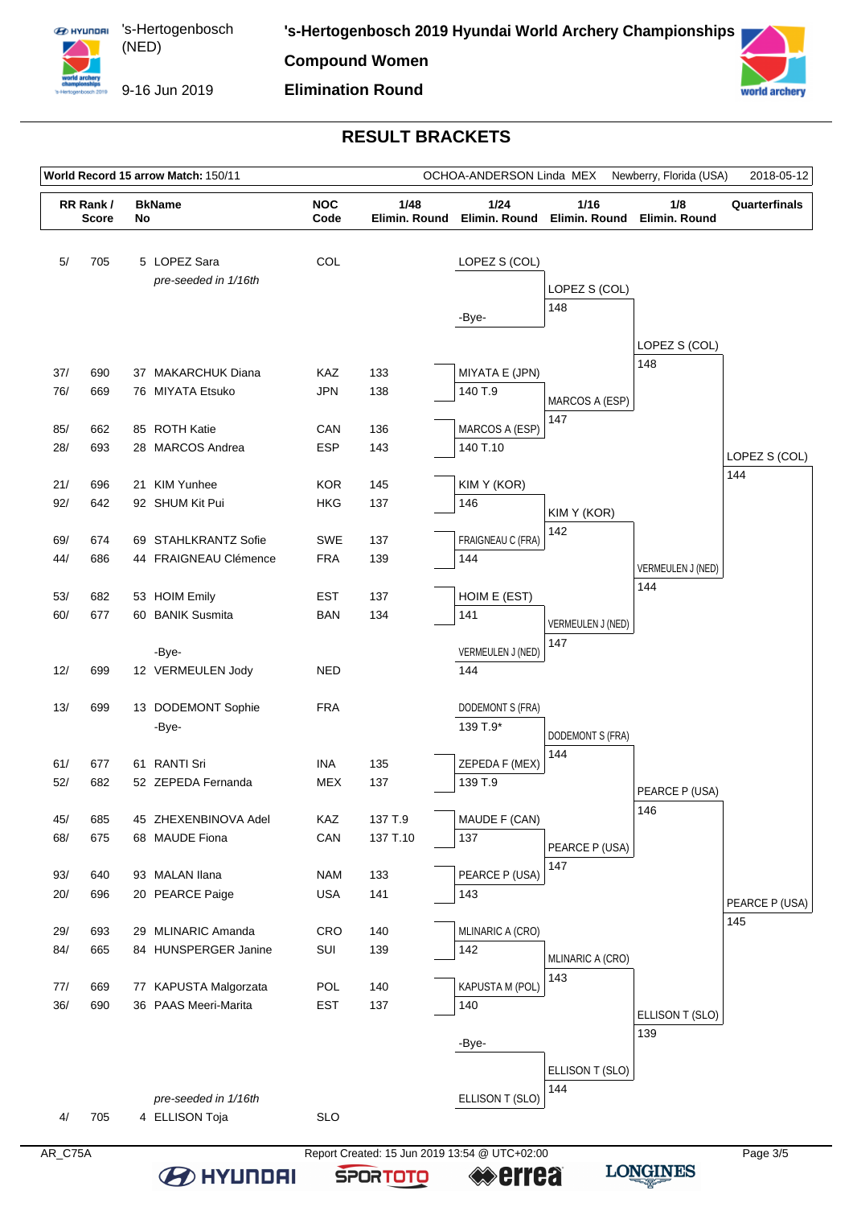# 's-Hertogenbosch 2019 Hyundai World Archery Championships

's-Hertogenbosch (NED)

9-16 Jun 2019

**Compound Women**

**Elimination Round**

## RESULT BRACKETS

**World Record 15 arrow Match:** 150/11 — OCHOA-ANDERSON Linda MEX — Newberry, Florida (USA) — 2018-05-12

| RR Rank / Score | | BkNo | Name | NOC Code | 1/48 Elimin. Round | 1/24 Elimin. Round | 1/16 Elimin. Round | 1/8 Elimin. Round | Quarterfinals |
|---|---|---|---|---|---|---|---|---|---|
| 5/ | 705 | 5 | LOPEZ Sara *(pre-seeded in 1/16th)* | COL | | LOPEZ S (COL) | LOPEZ S (COL) 148 | LOPEZ S (COL) 148 | LOPEZ S (COL) 144 |
| | | | | | | -Bye- | | | |
| 37/ | 690 | 37 | MAKARCHUK Diana | KAZ | 133 | | | | |
| 76/ | 669 | 76 | MIYATA Etsuko | JPN | 138 | MIYATA E (JPN) 140 T.9 | MARCOS A (ESP) 147 | | |
| 85/ | 662 | 85 | ROTH Katie | CAN | 136 | | | | |
| 28/ | 693 | 28 | MARCOS Andrea | ESP | 143 | MARCOS A (ESP) 140 T.10 | | | |
| 21/ | 696 | 21 | KIM Yunhee | KOR | 145 | KIM Y (KOR) 146 | KIM Y (KOR) 142 | VERMEULEN J (NED) 144 | |
| 92/ | 642 | 92 | SHUM Kit Pui | HKG | 137 | | | | |
| 69/ | 674 | 69 | STAHLKRANTZ Sofie | SWE | 137 | | | | |
| 44/ | 686 | 44 | FRAIGNEAU Clémence | FRA | 139 | FRAIGNEAU C (FRA) 144 | | | |
| 53/ | 682 | 53 | HOIM Emily | EST | 137 | HOIM E (EST) 141 | VERMEULEN J (NED) 147 | | |
| 60/ | 677 | 60 | BANIK Susmita | BAN | 134 | | | | |
| | | | -Bye- | | | | | | |
| 12/ | 699 | 12 | VERMEULEN Jody | NED | | VERMEULEN J (NED) 144 | | | |
| 13/ | 699 | 13 | DODEMONT Sophie | FRA | | DODEMONT S (FRA) 139 T.9* | DODEMONT S (FRA) 144 | PEARCE P (USA) 146 | PEARCE P (USA) 145 |
| | | | -Bye- | | | | | | |
| 61/ | 677 | 61 | RANTI Sri | INA | 135 | | | | |
| 52/ | 682 | 52 | ZEPEDA Fernanda | MEX | 137 | ZEPEDA F (MEX) 139 T.9 | | | |
| 45/ | 685 | 45 | ZHEXENBINOVA Adel | KAZ | 137 T.9 | | | | |
| 68/ | 675 | 68 | MAUDE Fiona | CAN | 137 T.10 | MAUDE F (CAN) 137 | PEARCE P (USA) 147 | | |
| 93/ | 640 | 93 | MALAN Ilana | NAM | 133 | | | | |
| 20/ | 696 | 20 | PEARCE Paige | USA | 141 | PEARCE P (USA) 143 | | | |
| 29/ | 693 | 29 | MLINARIC Amanda | CRO | 140 | MLINARIC A (CRO) 142 | MLINARIC A (CRO) 143 | ELLISON T (SLO) 139 | |
| 84/ | 665 | 84 | HUNSPERGER Janine | SUI | 139 | | | | |
| 77/ | 669 | 77 | KAPUSTA Malgorzata | POL | 140 | KAPUSTA M (POL) 140 | | | |
| 36/ | 690 | 36 | PAAS Meeri-Marita | EST | 137 | | | | |
| | | | | | | -Bye- | ELLISON T (SLO) 144 | | |
| 4/ | 705 | 4 | ELLISON Toja *(pre-seeded in 1/16th)* | SLO | | ELLISON T (SLO) | | | |

AR_C75A — Report Created: 15 Jun 2019 13:54 @ UTC+02:00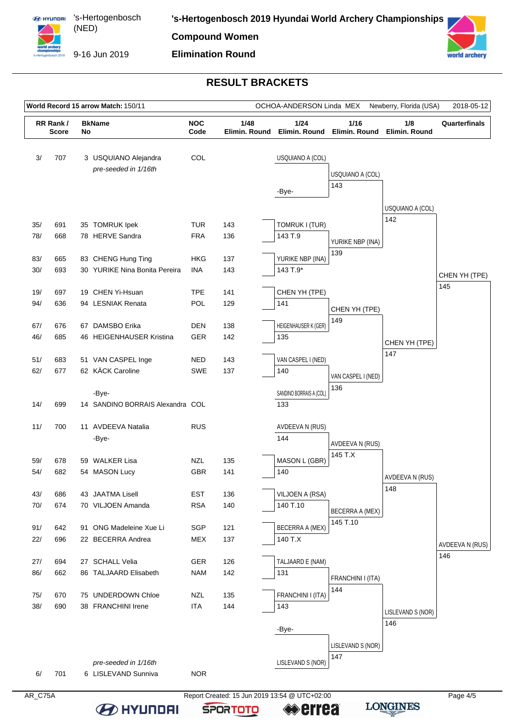# 's-Hertogenbosch 2019 Hyundai World Archery Championships

's-Hertogenbosch (NED)
9-16 Jun 2019

**Compound Women**

**Elimination Round**

## RESULT BRACKETS

| World Record 15 arrow Match: 150/11 | OCHOA-ANDERSON Linda MEX | Newberry, Florida (USA) | 2018-05-12 |
|---|---|---|---|

| RR Rank / Score | BkName No | NOC Code | 1/48 Elimin. Round | 1/24 Elimin. Round | 1/16 Elimin. Round | 1/8 Elimin. Round | Quarterfinals |
|---|---|---|---|---|---|---|---|
| 3/ 707 | 3 USQUIANO Alejandra *pre-seeded in 1/16th* | COL | | USQUIANO A (COL) | USQUIANO A (COL) 143 | USQUIANO A (COL) 142 | CHEN YH (TPE) 145 |
| | -Bye- | | | -Bye- | | | |
| 35/ 691 | 35 TOMRUK Ipek | TUR | 143 | TOMRUK I (TUR) 143 T.9 | YURIKE NBP (INA) 139 | | |
| 78/ 668 | 78 HERVE Sandra | FRA | 136 | | | | |
| 83/ 665 | 83 CHENG Hung Ting | HKG | 137 | YURIKE NBP (INA) 143 T.9* | | | |
| 30/ 693 | 30 YURIKE Nina Bonita Pereira | INA | 143 | | | | |
| 19/ 697 | 19 CHEN Yi-Hsuan | TPE | 141 | CHEN YH (TPE) 141 | CHEN YH (TPE) 149 | CHEN YH (TPE) 147 | |
| 94/ 636 | 94 LESNIAK Renata | POL | 129 | | | | |
| 67/ 676 | 67 DAMSBO Erika | DEN | 138 | HEIGENHAUSER K (GER) 135 | | | |
| 46/ 685 | 46 HEIGENHAUSER Kristina | GER | 142 | | | | |
| 51/ 683 | 51 VAN CASPEL Inge | NED | 143 | VAN CASPEL I (NED) 140 | VAN CASPEL I (NED) 136 | | |
| 62/ 677 | 62 KÄCK Caroline | SWE | 137 | | | | |
| | -Bye- | | | SANDINO BORRAIS A (COL) 133 | | | |
| 14/ 699 | 14 SANDINO BORRAIS Alexandra | COL | | | | | |
| 11/ 700 | 11 AVDEEVA Natalia | RUS | | AVDEEVA N (RUS) 144 | AVDEEVA N (RUS) 145 T.X | AVDEEVA N (RUS) 148 | AVDEEVA N (RUS) 146 |
| | -Bye- | | | | | | |
| 59/ 678 | 59 WALKER Lisa | NZL | 135 | MASON L (GBR) 140 | | | |
| 54/ 682 | 54 MASON Lucy | GBR | 141 | | | | |
| 43/ 686 | 43 JAATMA Lisell | EST | 136 | VILJOEN A (RSA) 140 T.10 | BECERRA A (MEX) 145 T.10 | | |
| 70/ 674 | 70 VILJOEN Amanda | RSA | 140 | | | | |
| 91/ 642 | 91 ONG Madeleine Xue Li | SGP | 121 | BECERRA A (MEX) 140 T.X | | | |
| 22/ 696 | 22 BECERRA Andrea | MEX | 137 | | | | |
| 27/ 694 | 27 SCHALL Velia | GER | 126 | TALJAARD E (NAM) 131 | FRANCHINI I (ITA) 144 | LISLEVAND S (NOR) 146 | |
| 86/ 662 | 86 TALJAARD Elisabeth | NAM | 142 | | | | |
| 75/ 670 | 75 UNDERDOWN Chloe | NZL | 135 | FRANCHINI I (ITA) 143 | | | |
| 38/ 690 | 38 FRANCHINI Irene | ITA | 144 | | | | |
| | -Bye- | | | -Bye- | LISLEVAND S (NOR) 147 | | |
| 6/ 701 | 6 LISLEVAND Sunniva *pre-seeded in 1/16th* | NOR | | LISLEVAND S (NOR) | | | |

AR_C75A — Report Created: 15 Jun 2019 13:54 @ UTC+02:00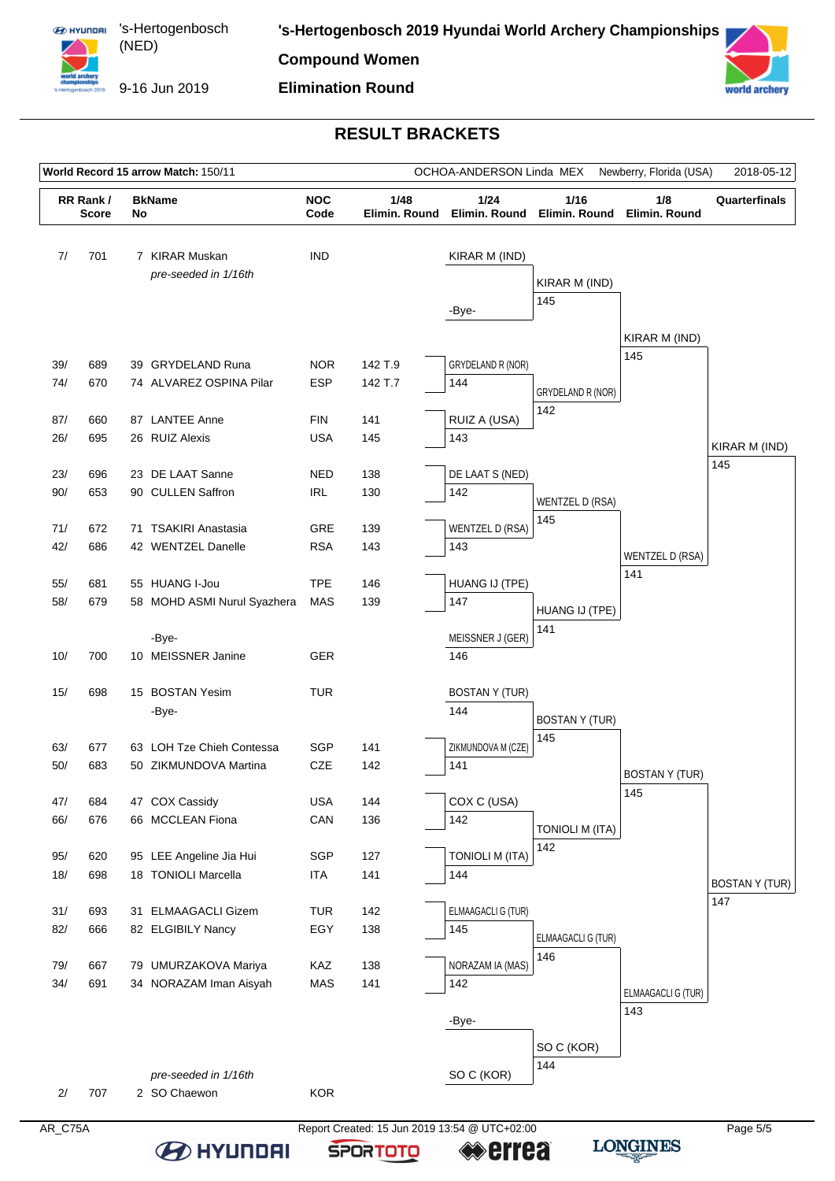# 's-Hertogenbosch 2019 Hyundai World Archery Championships

's-Hertogenbosch (NED)

9-16 Jun 2019

**Compound Women**

**Elimination Round**

## RESULT BRACKETS

| World Record 15 arrow Match: 150/11 | OCHOA-ANDERSON Linda MEX | Newberry, Florida (USA) | 2018-05-12 |
|---|---|---|---|

| RR Rank / Score | | BkName No | | NOC Code | 1/48 Elimin. Round |
|---|---|---|---|---|---|
| 7/ | 701 | 7 | KIRAR Muskan *pre-seeded in 1/16th* | IND | |
| 39/ | 689 | 39 | GRYDELAND Runa | NOR | 142 T.9 |
| 74/ | 670 | 74 | ALVAREZ OSPINA Pilar | ESP | 142 T.7 |
| 87/ | 660 | 87 | LANTEE Anne | FIN | 141 |
| 26/ | 695 | 26 | RUIZ Alexis | USA | 145 |
| 23/ | 696 | 23 | DE LAAT Sanne | NED | 138 |
| 90/ | 653 | 90 | CULLEN Saffron | IRL | 130 |
| 71/ | 672 | 71 | TSAKIRI Anastasia | GRE | 139 |
| 42/ | 686 | 42 | WENTZEL Danelle | RSA | 143 |
| 55/ | 681 | 55 | HUANG I-Jou | TPE | 146 |
| 58/ | 679 | 58 | MOHD ASMI Nurul Syazhera | MAS | 139 |
| | | | -Bye- | | |
| 10/ | 700 | 10 | MEISSNER Janine | GER | |
| 15/ | 698 | 15 | BOSTAN Yesim | TUR | |
| | | | -Bye- | | |
| 63/ | 677 | 63 | LOH Tze Chieh Contessa | SGP | 141 |
| 50/ | 683 | 50 | ZIKMUNDOVA Martina | CZE | 142 |
| 47/ | 684 | 47 | COX Cassidy | USA | 144 |
| 66/ | 676 | 66 | MCCLEAN Fiona | CAN | 136 |
| 95/ | 620 | 95 | LEE Angeline Jia Hui | SGP | 127 |
| 18/ | 698 | 18 | TONIOLI Marcella | ITA | 141 |
| 31/ | 693 | 31 | ELMAAGACLI Gizem | TUR | 142 |
| 82/ | 666 | 82 | ELGIBILY Nancy | EGY | 138 |
| 79/ | 667 | 79 | UMURZAKOVA Mariya | KAZ | 138 |
| 34/ | 691 | 34 | NORAZAM Iman Aisyah | MAS | 141 |
| 2/ | 707 | 2 | SO Chaewon *pre-seeded in 1/16th* | KOR | |

**1/24 Elimin. Round**

- KIRAR M (IND) vs -Bye-
- GRYDELAND R (NOR) 144 vs RUIZ A (USA) 143
- DE LAAT S (NED) 142 vs WENTZEL D (RSA) 143
- HUANG IJ (TPE) 147 vs MEISSNER J (GER) 146
- BOSTAN Y (TUR) 144 vs ZIKMUNDOVA M (CZE) 141
- COX C (USA) 142 vs TONIOLI M (ITA) 144
- ELMAAGACLI G (TUR) 145 vs NORAZAM IA (MAS) 142
- -Bye- vs SO C (KOR)

**1/16 Elimin. Round**

- KIRAR M (IND) 145 vs GRYDELAND R (NOR) 142
- WENTZEL D (RSA) 145 vs HUANG IJ (TPE) 141
- BOSTAN Y (TUR) 145 vs TONIOLI M (ITA) 142
- ELMAAGACLI G (TUR) 146 vs SO C (KOR) 144

**1/8 Elimin. Round**

- KIRAR M (IND) 145 vs WENTZEL D (RSA) 141
- BOSTAN Y (TUR) 145 vs ELMAAGACLI G (TUR) 143

**Quarterfinals**

- KIRAR M (IND) 145
- BOSTAN Y (TUR) 147

AR_C75A

Report Created: 15 Jun 2019 13:54 @ UTC+02:00